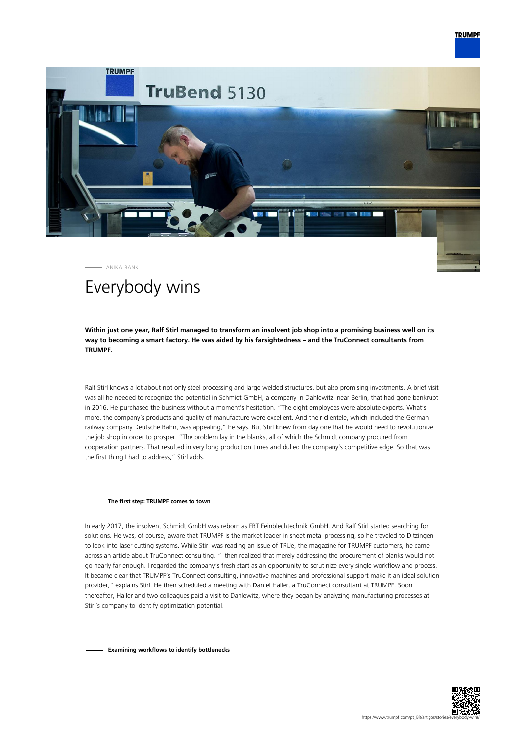ANIKA BANK

# Everybody wins

**Within just one year, Ralf Stirl managed to transform an insolvent job shop into a promising business well on its way to becoming a smart factory. He was aided by his farsightedness – and the TruConnect consultants from TRUMPF.**

Ralf Stirl knows a lot about not only steel processing and large welded structures, but also promising investments. A brief visit was all he needed to recognize the potential in Schmidt GmbH, a company in Dahlewitz, near Berlin, that had gone bankrupt in 2016. He purchased the business without a moment's hesitation. "The eight employees were absolute experts. What's more, the company's products and quality of manufacture were excellent. And their clientele, which included the German railway company Deutsche Bahn, was appealing," he says. But Stirl knew from day one that he would need to revolutionize the job shop in order to prosper. "The problem lay in the blanks, all of which the Schmidt company procured from cooperation partners. That resulted in very long production times and dulled the company's competitive edge. So that was the first thing I had to address," Stirl adds.

#### The first step: TRUMPF comes to town

In early 2017, the insolvent Schmidt GmbH was reborn as FBT Feinblechtechnik GmbH. And Ralf Stirl started searching for solutions. He was, of course, aware that TRUMPF is the market leader in sheet metal processing, so he traveled to Ditzingen to look into laser cutting systems. While Stirl was reading an issue of TRUe, the magazine for TRUMPF customers, he came across an article about TruConnect consulting. "I then realized that merely addressing the procurement of blanks would not go nearly far enough. I regarded the company's fresh start as an opportunity to scrutinize every single workflow and process. It became clear that TRUMPF's TruConnect consulting, innovative machines and professional support make it an ideal solution provider," explains Stirl. He then scheduled a meeting with Daniel Haller, a TruConnect consultant at TRUMPF. Soon thereafter, Haller and two colleagues paid a visit to Dahlewitz, where they began by analyzing manufacturing processes at Stirl's company to identify optimization potential.

#### Examining workflows to identify bottlenecks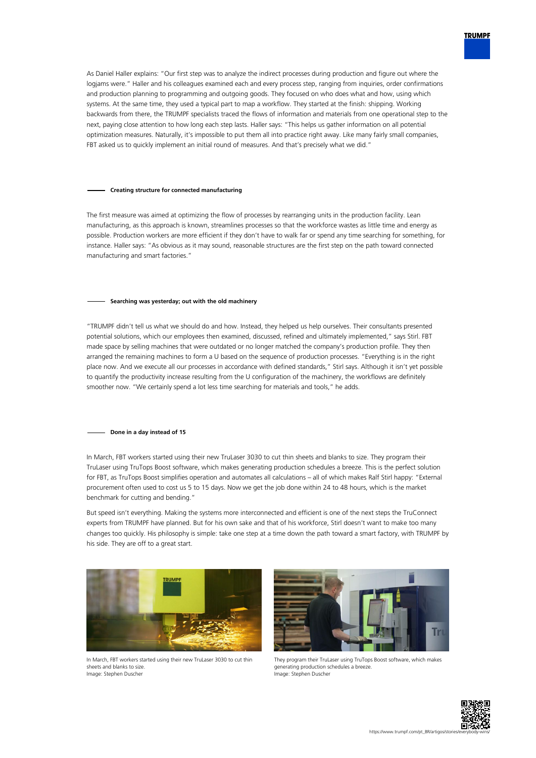As Daniel Haller explains: "Our first step was to analyze the indirect processes during production and figure out where the logjams were." Haller and his colleagues examined each and every process step, ranging from inquiries, order confirmations and production planning to programming and outgoing goods. They focused on who does what and how, using which systems. At the same time, they used a typical part to map a workflow. They started at the finish: shipping. Working backwards from there, the TRUMPF specialists traced the flows of information and materials from one operational step to the next, paying close attention to how long each step lasts. Haller says: "This helps us gather information on all potential optimization measures. Naturally, it's impossible to put them all into practice right away. Like many fairly small companies, FBT asked us to quickly implement an initial round of measures. And that's precisely what we did."

## Creating structure for connected manufacturing

The first measure was aimed at optimizing the flow of processes by rearranging units in the production facility. Lean manufacturing, as this approach is known, streamlines processes so that the workforce wastes as little time and energy as possible. Production workers are more efficient if they don't have to walk far or spend any time searching for something, for instance. Haller says: "As obvious as it may sound, reasonable structures are the first step on the path toward connected manufacturing and smart factories."

## Searching was yesterday; out with the old machinery

"TRUMPF didn't tell us what we should do and how. Instead, they helped us help ourselves. Their consultants presented potential solutions, which our employees then examined, discussed, refined and ultimately implemented," says Stirl. FBT made space by selling machines that were outdated or no longer matched the company's production profile. They then arranged the remaining machines to form a U based on the sequence of production processes. "Everything is in the right place now. And we execute all our processes in accordance with defined standards," Stirl says. Although it isn't yet possible to quantify the productivity increase resulting from the U configuration of the machinery, the workflows are definitely smoother now. "We certainly spend a lot less time searching for materials and tools," he adds.

## Done in a day instead of 15

In March, FBT workers started using their new TruLaser 3030 to cut thin sheets and blanks to size. They program their TruLaser using TruTops Boost software, which makes generating production schedules a breeze. This is the perfect solution for FBT, as TruTops Boost simplifies operation and automates all calculations – all of which makes Ralf Stirl happy: "External procurement often used to cost us 5 to 15 days. Now we get the job done within 24 to 48 hours, which is the market benchmark for cutting and bending."

But speed isn't everything. Making the systems more interconnected and efficient is one of the next steps the TruConnect experts from TRUMPF have planned. But for his own sake and that of his workforce, Stirl doesn't want to make too many changes too quickly. His philosophy is simple: take one step at a time down the path toward a smart factory, with TRUMPF by his side. They are off to a great start.

In March, FBT workers started using their new TruLaser 3030 to cut thin sheets and blanks to size.
Image: Stephen Duscher

They program their TruLaser using TruTops Boost software, which makes generating production schedules a breeze.
Image: Stephen Duscher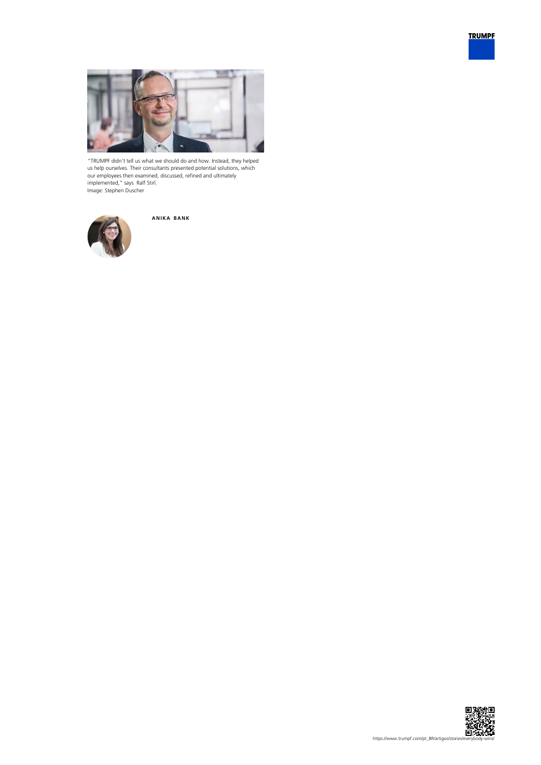"TRUMPF didn't tell us what we should do and how. Instead, they helped us help ourselves. Their consultants presented potential solutions, which our employees then examined, discussed, refined and ultimately implemented," says Ralf Stirl.
Image: Stephen Duscher

**ANIKA BANK**